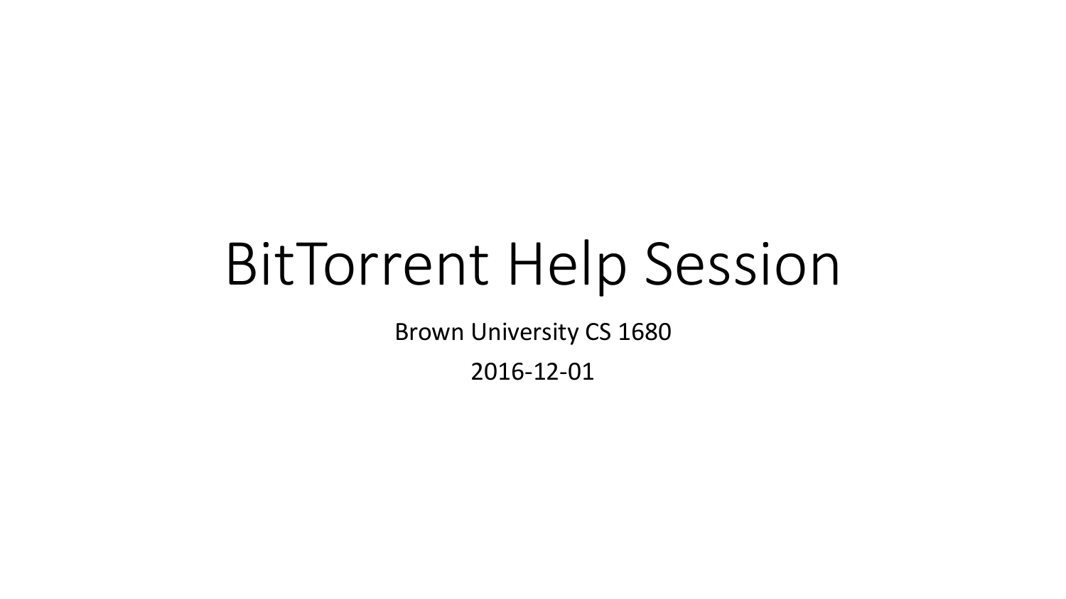# BitTorrent Help Session

Brown University CS 1680

2016-12-01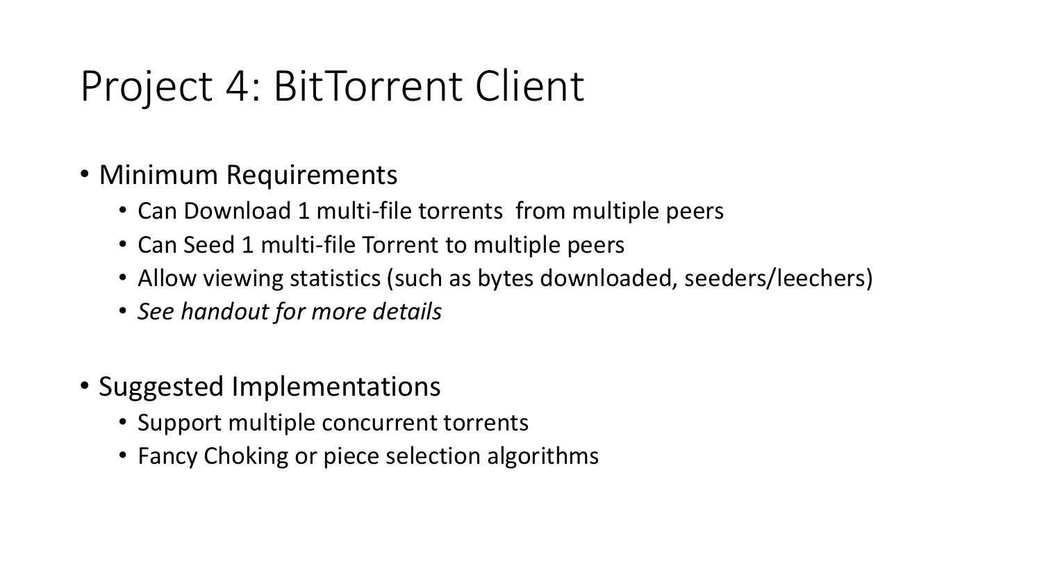# Project 4: BitTorrent Client

- Minimum Requirements
  - Can Download 1 multi-file torrents  from multiple peers
  - Can Seed 1 multi-file Torrent to multiple peers
  - Allow viewing statistics (such as bytes downloaded, seeders/leechers)
  - *See handout for more details*

- Suggested Implementations
  - Support multiple concurrent torrents
  - Fancy Choking or piece selection algorithms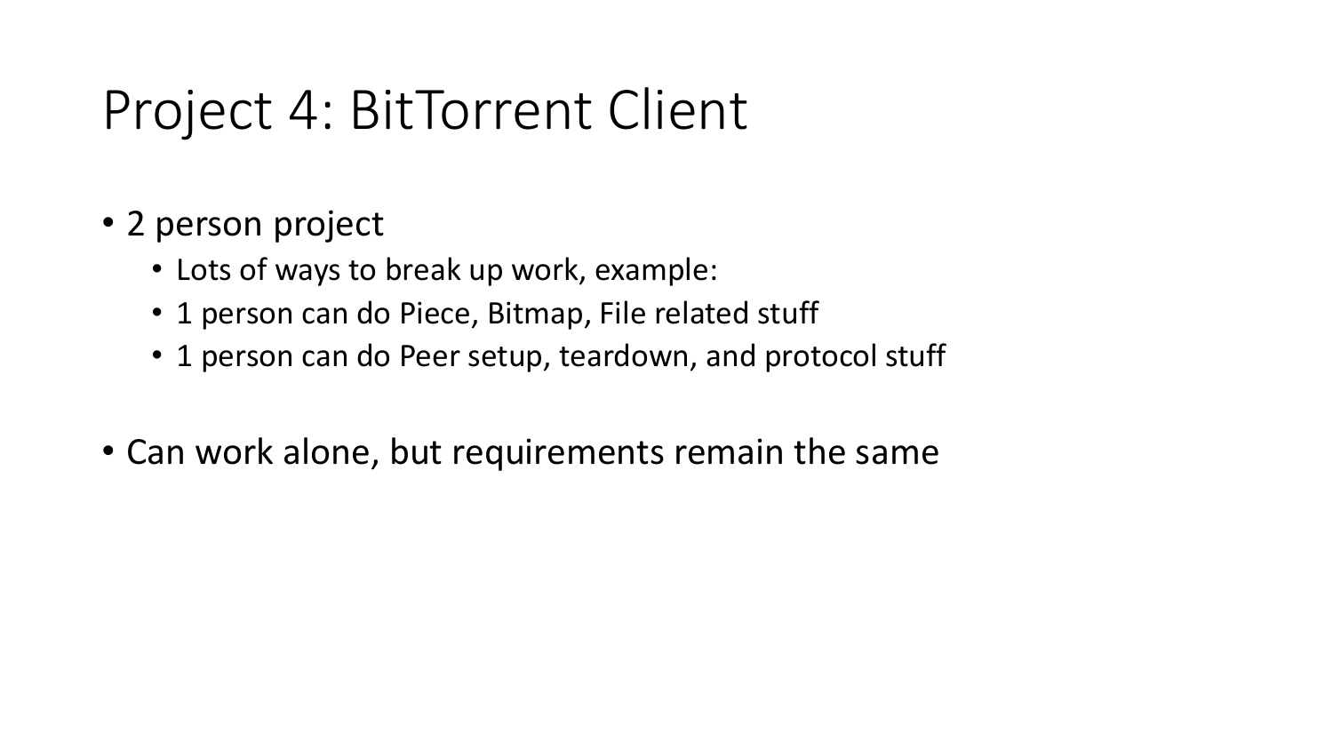# Project 4: BitTorrent Client

- 2 person project
  - Lots of ways to break up work, example:
  - 1 person can do Piece, Bitmap, File related stuff
  - 1 person can do Peer setup, teardown, and protocol stuff
- Can work alone, but requirements remain the same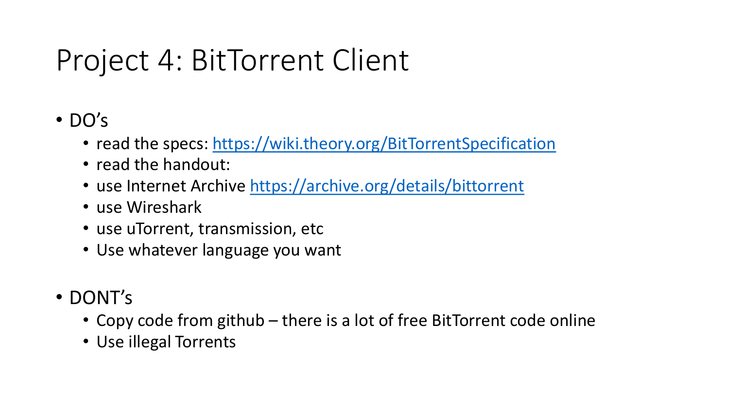# Project 4: BitTorrent Client

- DO's
  - read the specs: [https://wiki.theory.org/BitTorrentSpecification](https://wiki.theory.org/BitTorrentSpecification)
  - read the handout:
  - use Internet Archive [https://archive.org/details/bittorrent](https://archive.org/details/bittorrent)
  - use Wireshark
  - use uTorrent, transmission, etc
  - Use whatever language you want

- DONT's
  - Copy code from github – there is a lot of free BitTorrent code online
  - Use illegal Torrents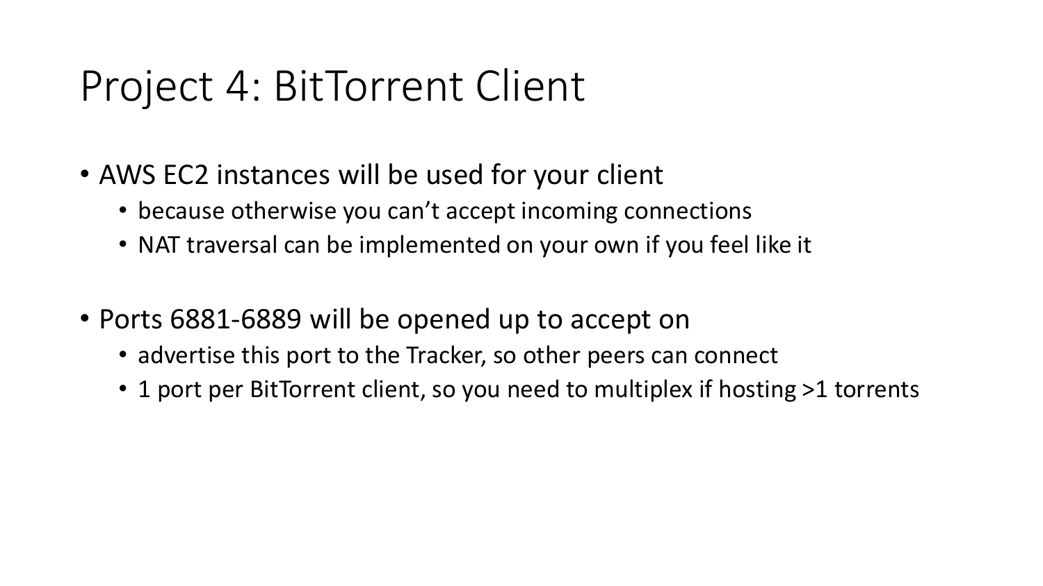# Project 4: BitTorrent Client

- AWS EC2 instances will be used for your client
  - because otherwise you can't accept incoming connections
  - NAT traversal can be implemented on your own if you feel like it

- Ports 6881-6889 will be opened up to accept on
  - advertise this port to the Tracker, so other peers can connect
  - 1 port per BitTorrent client, so you need to multiplex if hosting >1 torrents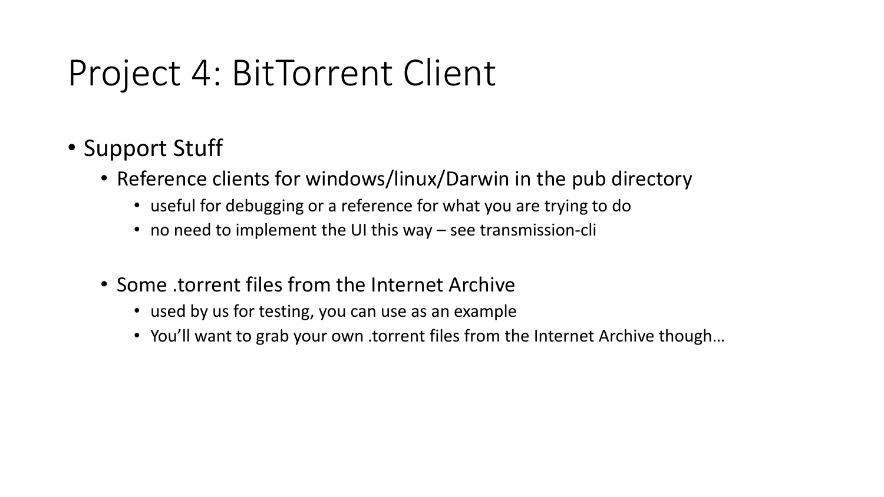# Project 4: BitTorrent Client

- Support Stuff
  - Reference clients for windows/linux/Darwin in the pub directory
    - useful for debugging or a reference for what you are trying to do
    - no need to implement the UI this way – see transmission-cli
  - Some .torrent files from the Internet Archive
    - used by us for testing, you can use as an example
    - You'll want to grab your own .torrent files from the Internet Archive though…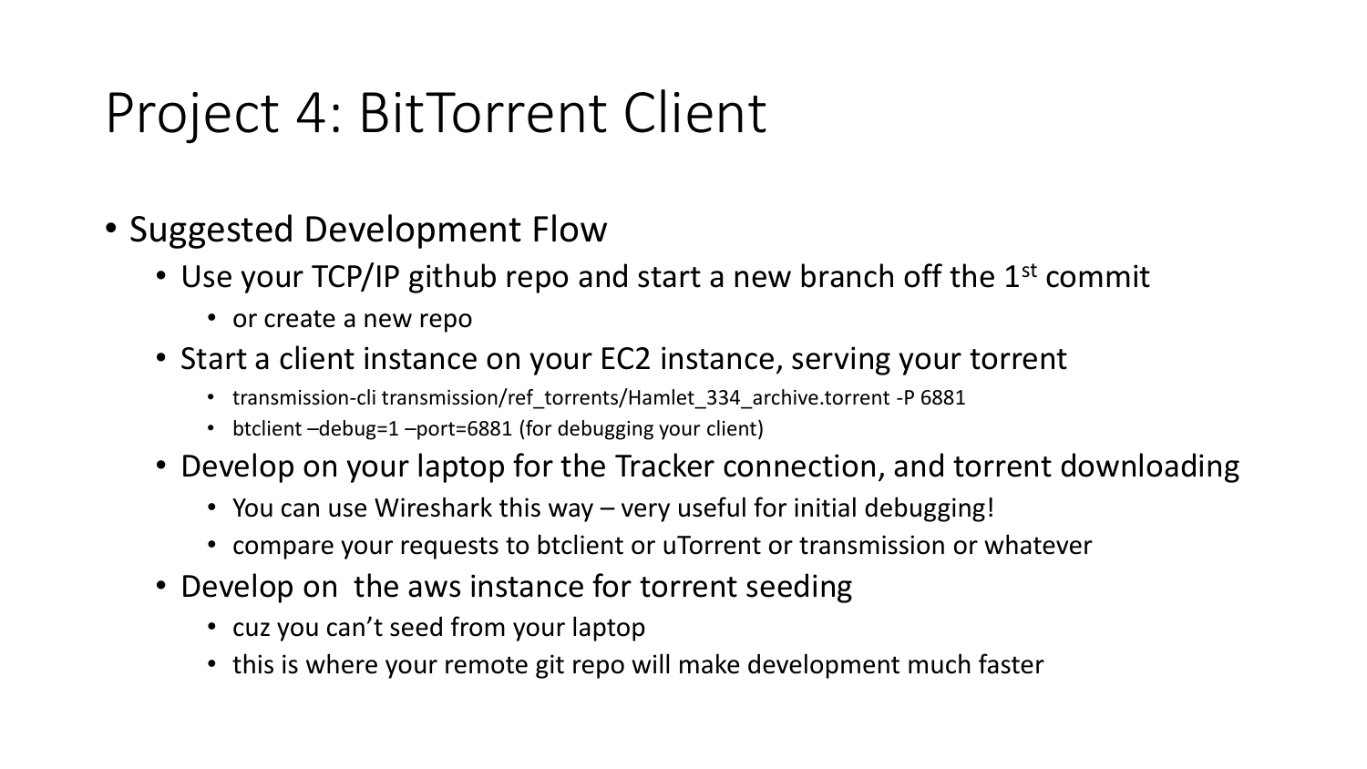# Project 4: BitTorrent Client

- Suggested Development Flow
  - Use your TCP/IP github repo and start a new branch off the 1st commit
    - or create a new repo
  - Start a client instance on your EC2 instance, serving your torrent
    - transmission-cli transmission/ref_torrents/Hamlet_334_archive.torrent -P 6881
    - btclient –debug=1 –port=6881 (for debugging your client)
  - Develop on your laptop for the Tracker connection, and torrent downloading
    - You can use Wireshark this way – very useful for initial debugging!
    - compare your requests to btclient or uTorrent or transmission or whatever
  - Develop on the aws instance for torrent seeding
    - cuz you can't seed from your laptop
    - this is where your remote git repo will make development much faster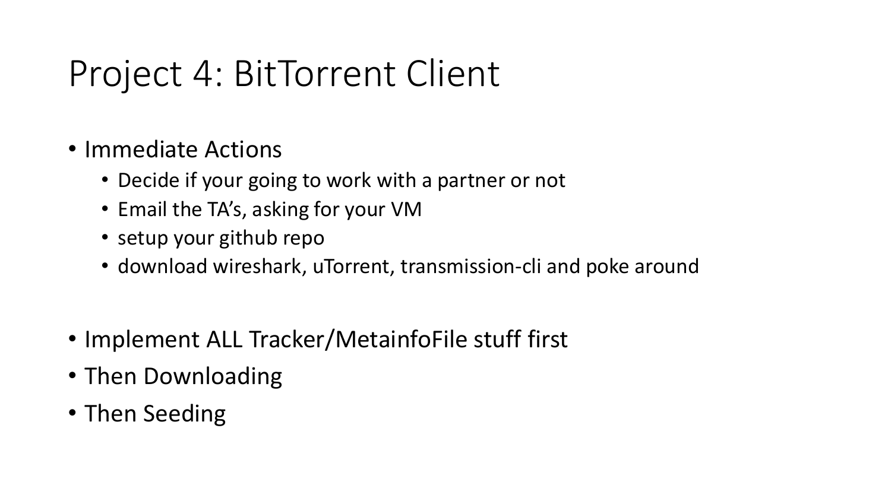# Project 4: BitTorrent Client

- Immediate Actions
  - Decide if your going to work with a partner or not
  - Email the TA's, asking for your VM
  - setup your github repo
  - download wireshark, uTorrent, transmission-cli and poke around

- Implement ALL Tracker/MetainfoFile stuff first
- Then Downloading
- Then Seeding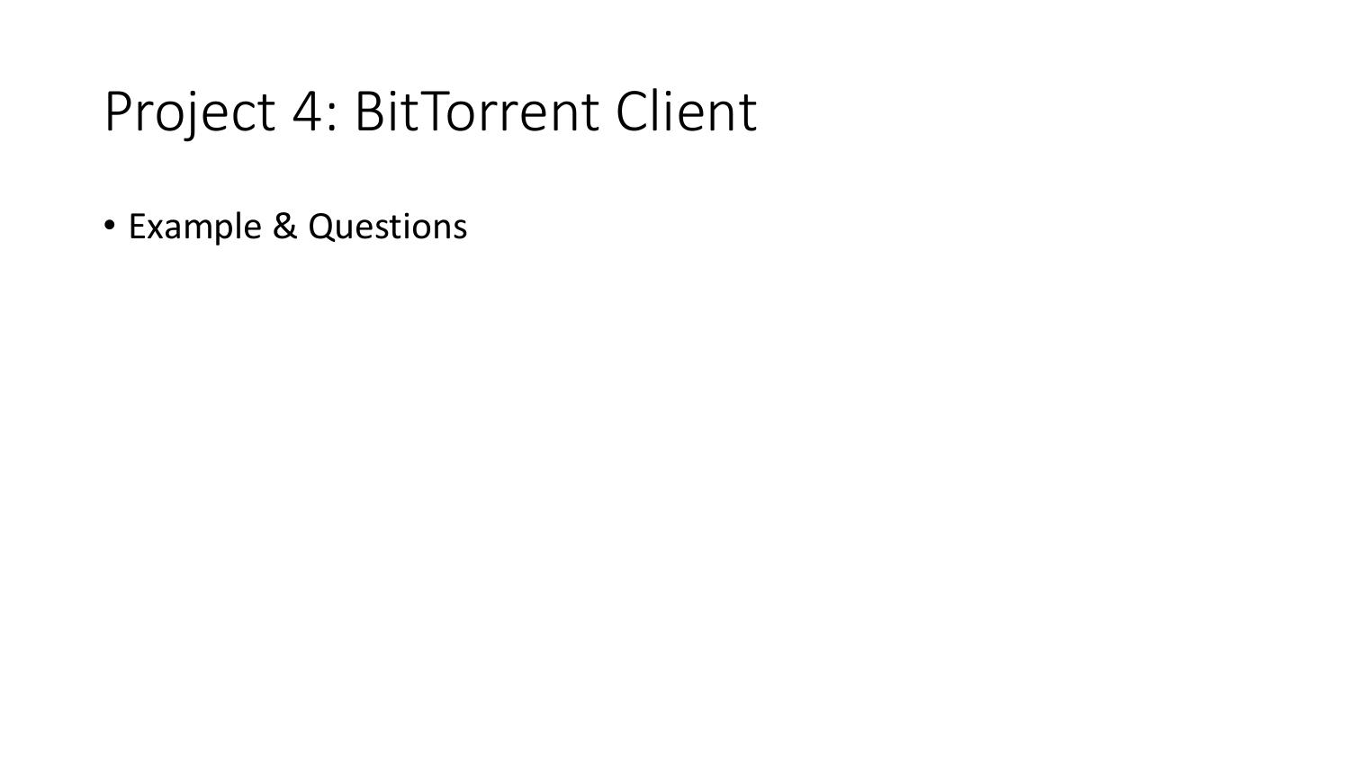# Project 4: BitTorrent Client

- Example & Questions